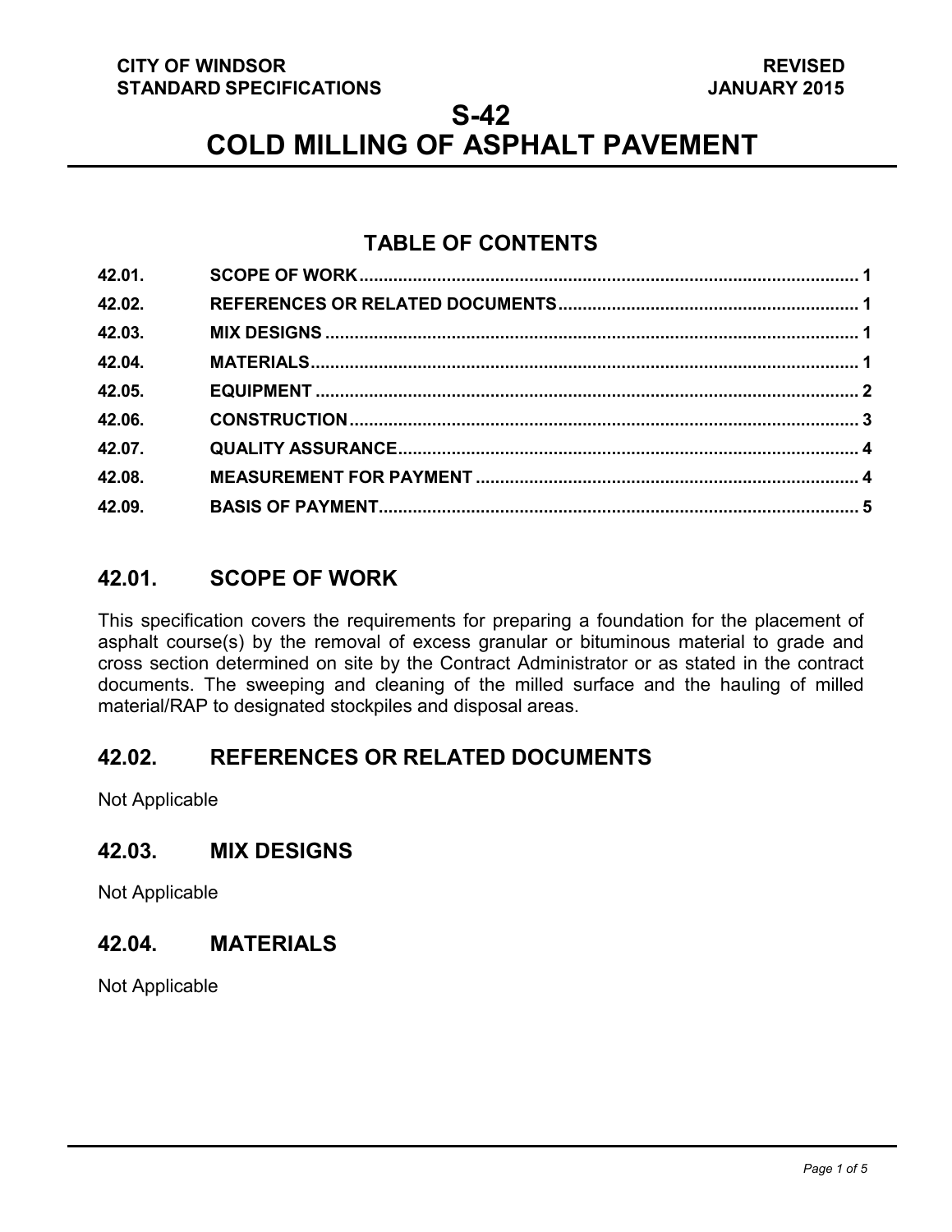**CITY OF WINDSOR**
**STANDARD SPECIFICATIONS**

**REVISED**
**JANUARY 2015**

# S-42
# COLD MILLING OF ASPHALT PAVEMENT

## TABLE OF CONTENTS

| | | |
|---|---|---|
| 42.01. | SCOPE OF WORK | 1 |
| 42.02. | REFERENCES OR RELATED DOCUMENTS | 1 |
| 42.03. | MIX DESIGNS | 1 |
| 42.04. | MATERIALS | 1 |
| 42.05. | EQUIPMENT | 2 |
| 42.06. | CONSTRUCTION | 3 |
| 42.07. | QUALITY ASSURANCE | 4 |
| 42.08. | MEASUREMENT FOR PAYMENT | 4 |
| 42.09. | BASIS OF PAYMENT | 5 |

## 42.01. SCOPE OF WORK

This specification covers the requirements for preparing a foundation for the placement of asphalt course(s) by the removal of excess granular or bituminous material to grade and cross section determined on site by the Contract Administrator or as stated in the contract documents. The sweeping and cleaning of the milled surface and the hauling of milled material/RAP to designated stockpiles and disposal areas.

## 42.02. REFERENCES OR RELATED DOCUMENTS

Not Applicable

## 42.03. MIX DESIGNS

Not Applicable

## 42.04. MATERIALS

Not Applicable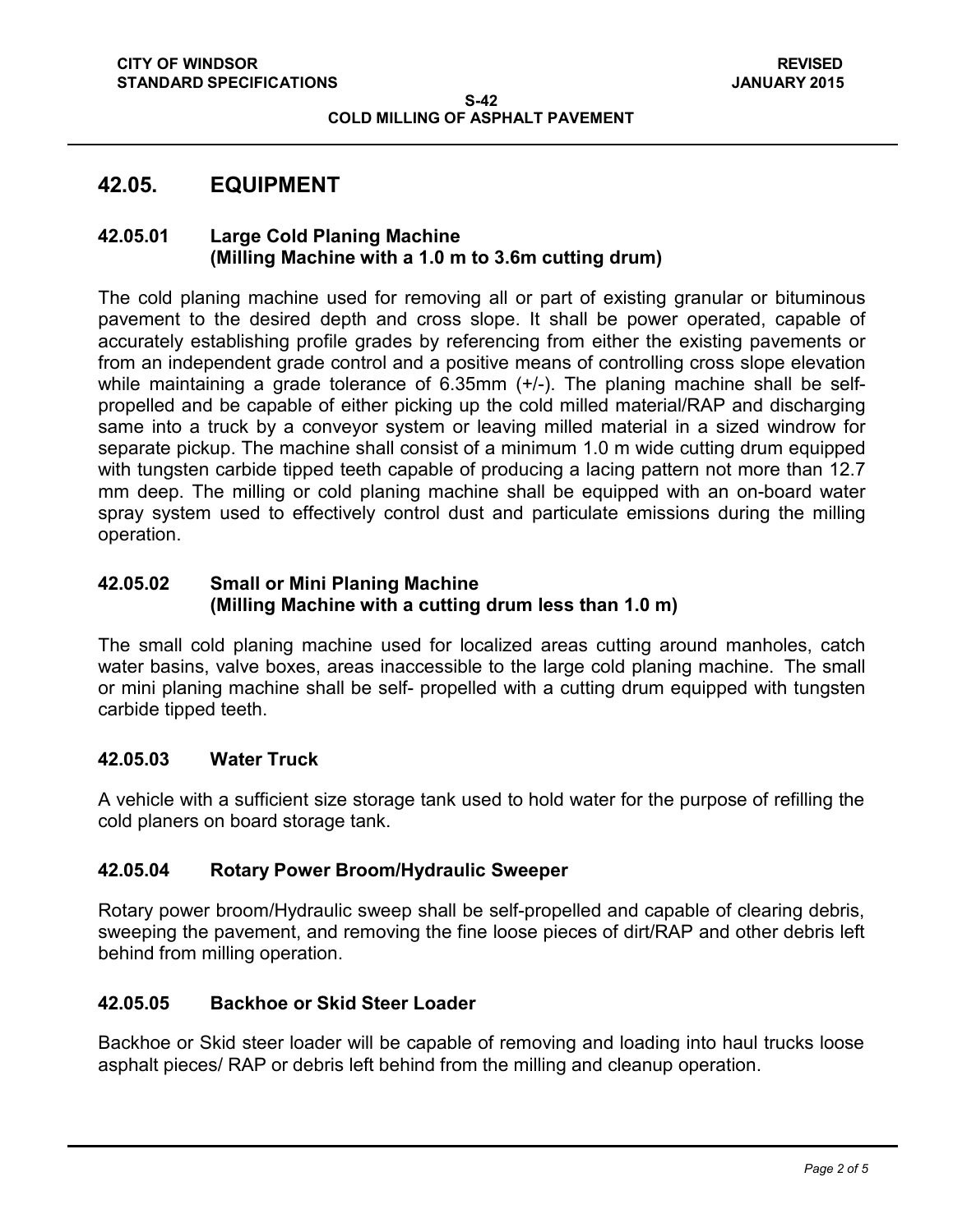## 42.05. EQUIPMENT

### 42.05.01 Large Cold Planing Machine (Milling Machine with a 1.0 m to 3.6m cutting drum)

The cold planing machine used for removing all or part of existing granular or bituminous pavement to the desired depth and cross slope. It shall be power operated, capable of accurately establishing profile grades by referencing from either the existing pavements or from an independent grade control and a positive means of controlling cross slope elevation while maintaining a grade tolerance of 6.35mm (+/-). The planing machine shall be self-propelled and be capable of either picking up the cold milled material/RAP and discharging same into a truck by a conveyor system or leaving milled material in a sized windrow for separate pickup. The machine shall consist of a minimum 1.0 m wide cutting drum equipped with tungsten carbide tipped teeth capable of producing a lacing pattern not more than 12.7 mm deep. The milling or cold planing machine shall be equipped with an on-board water spray system used to effectively control dust and particulate emissions during the milling operation.

### 42.05.02 Small or Mini Planing Machine (Milling Machine with a cutting drum less than 1.0 m)

The small cold planing machine used for localized areas cutting around manholes, catch water basins, valve boxes, areas inaccessible to the large cold planing machine. The small or mini planing machine shall be self- propelled with a cutting drum equipped with tungsten carbide tipped teeth.

### 42.05.03 Water Truck

A vehicle with a sufficient size storage tank used to hold water for the purpose of refilling the cold planers on board storage tank.

### 42.05.04 Rotary Power Broom/Hydraulic Sweeper

Rotary power broom/Hydraulic sweep shall be self-propelled and capable of clearing debris, sweeping the pavement, and removing the fine loose pieces of dirt/RAP and other debris left behind from milling operation.

### 42.05.05 Backhoe or Skid Steer Loader

Backhoe or Skid steer loader will be capable of removing and loading into haul trucks loose asphalt pieces/ RAP or debris left behind from the milling and cleanup operation.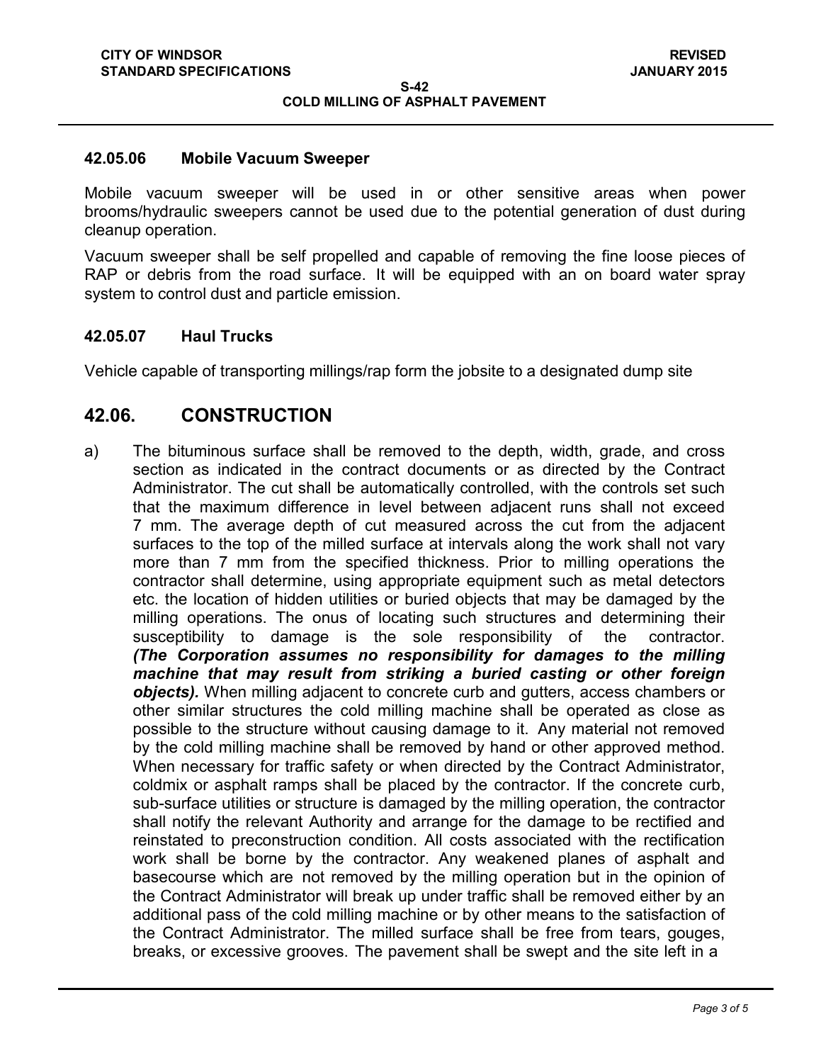### 42.05.06 Mobile Vacuum Sweeper

Mobile vacuum sweeper will be used in or other sensitive areas when power brooms/hydraulic sweepers cannot be used due to the potential generation of dust during cleanup operation.

Vacuum sweeper shall be self propelled and capable of removing the fine loose pieces of RAP or debris from the road surface. It will be equipped with an on board water spray system to control dust and particle emission.

### 42.05.07 Haul Trucks

Vehicle capable of transporting millings/rap form the jobsite to a designated dump site

## 42.06. CONSTRUCTION

a) The bituminous surface shall be removed to the depth, width, grade, and cross section as indicated in the contract documents or as directed by the Contract Administrator. The cut shall be automatically controlled, with the controls set such that the maximum difference in level between adjacent runs shall not exceed 7 mm. The average depth of cut measured across the cut from the adjacent surfaces to the top of the milled surface at intervals along the work shall not vary more than 7 mm from the specified thickness. Prior to milling operations the contractor shall determine, using appropriate equipment such as metal detectors etc. the location of hidden utilities or buried objects that may be damaged by the milling operations. The onus of locating such structures and determining their susceptibility to damage is the sole responsibility of the contractor. ***(The Corporation assumes no responsibility for damages to the milling machine that may result from striking a buried casting or other foreign objects).*** When milling adjacent to concrete curb and gutters, access chambers or other similar structures the cold milling machine shall be operated as close as possible to the structure without causing damage to it. Any material not removed by the cold milling machine shall be removed by hand or other approved method. When necessary for traffic safety or when directed by the Contract Administrator, coldmix or asphalt ramps shall be placed by the contractor. If the concrete curb, sub-surface utilities or structure is damaged by the milling operation, the contractor shall notify the relevant Authority and arrange for the damage to be rectified and reinstated to preconstruction condition. All costs associated with the rectification work shall be borne by the contractor. Any weakened planes of asphalt and basecourse which are not removed by the milling operation but in the opinion of the Contract Administrator will break up under traffic shall be removed either by an additional pass of the cold milling machine or by other means to the satisfaction of the Contract Administrator. The milled surface shall be free from tears, gouges, breaks, or excessive grooves. The pavement shall be swept and the site left in a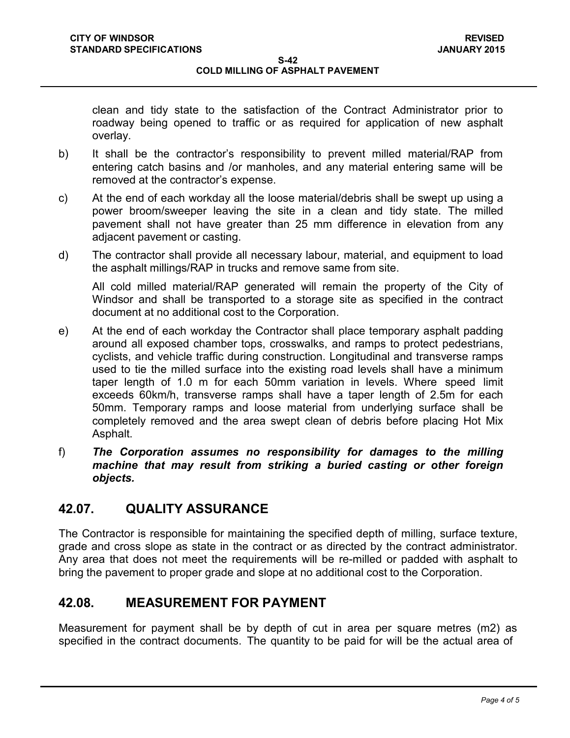clean and tidy state to the satisfaction of the Contract Administrator prior to roadway being opened to traffic or as required for application of new asphalt overlay.

b) It shall be the contractor's responsibility to prevent milled material/RAP from entering catch basins and /or manholes, and any material entering same will be removed at the contractor's expense.

c) At the end of each workday all the loose material/debris shall be swept up using a power broom/sweeper leaving the site in a clean and tidy state. The milled pavement shall not have greater than 25 mm difference in elevation from any adjacent pavement or casting.

d) The contractor shall provide all necessary labour, material, and equipment to load the asphalt millings/RAP in trucks and remove same from site.

   All cold milled material/RAP generated will remain the property of the City of Windsor and shall be transported to a storage site as specified in the contract document at no additional cost to the Corporation.

e) At the end of each workday the Contractor shall place temporary asphalt padding around all exposed chamber tops, crosswalks, and ramps to protect pedestrians, cyclists, and vehicle traffic during construction. Longitudinal and transverse ramps used to tie the milled surface into the existing road levels shall have a minimum taper length of 1.0 m for each 50mm variation in levels. Where speed limit exceeds 60km/h, transverse ramps shall have a taper length of 2.5m for each 50mm. Temporary ramps and loose material from underlying surface shall be completely removed and the area swept clean of debris before placing Hot Mix Asphalt.

f) ***The Corporation assumes no responsibility for damages to the milling machine that may result from striking a buried casting or other foreign objects.***

## 42.07. QUALITY ASSURANCE

The Contractor is responsible for maintaining the specified depth of milling, surface texture, grade and cross slope as state in the contract or as directed by the contract administrator. Any area that does not meet the requirements will be re-milled or padded with asphalt to bring the pavement to proper grade and slope at no additional cost to the Corporation.

## 42.08. MEASUREMENT FOR PAYMENT

Measurement for payment shall be by depth of cut in area per square metres (m2) as specified in the contract documents. The quantity to be paid for will be the actual area of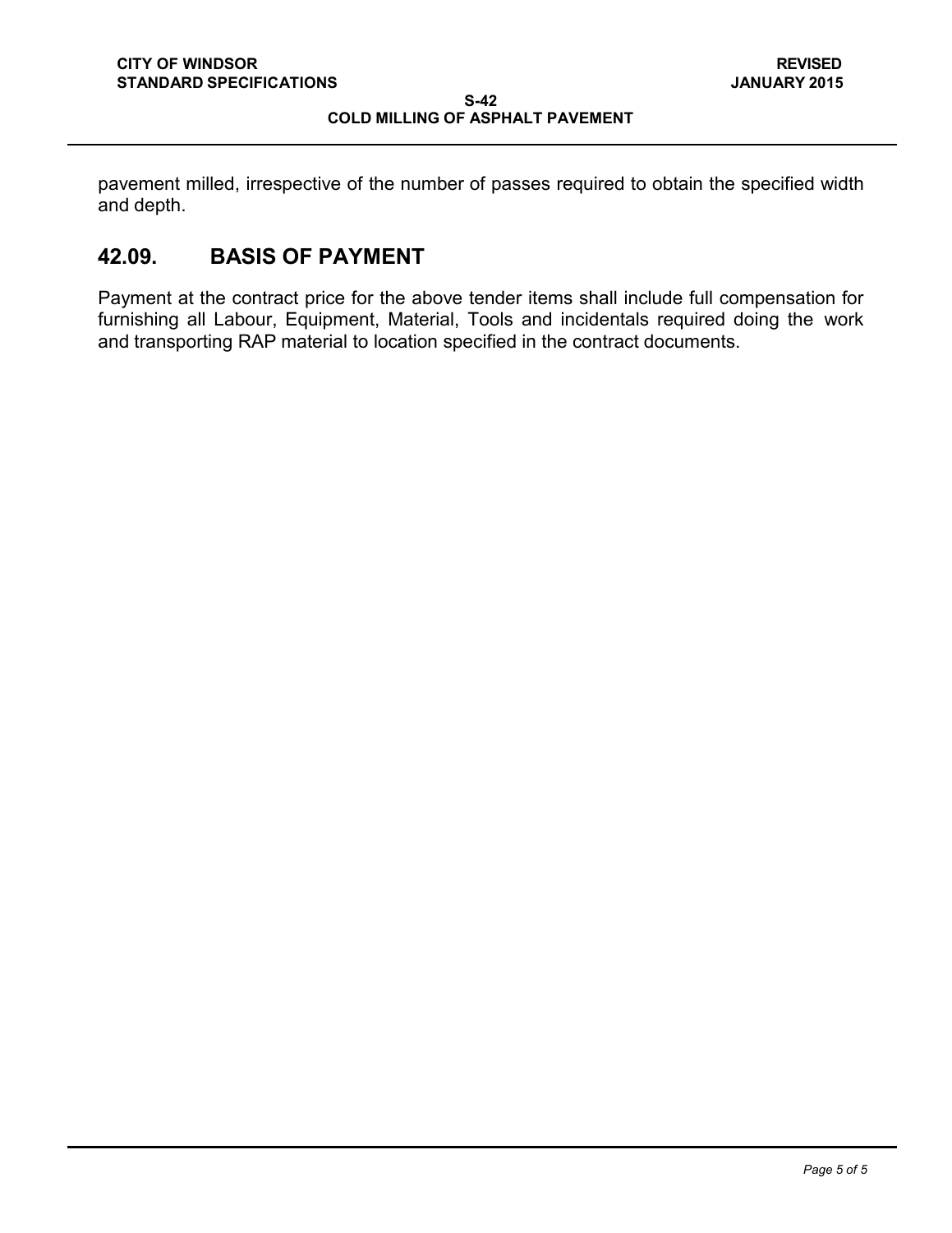pavement milled, irrespective of the number of passes required to obtain the specified width and depth.

## 42.09. BASIS OF PAYMENT

Payment at the contract price for the above tender items shall include full compensation for furnishing all Labour, Equipment, Material, Tools and incidentals required doing the work and transporting RAP material to location specified in the contract documents.